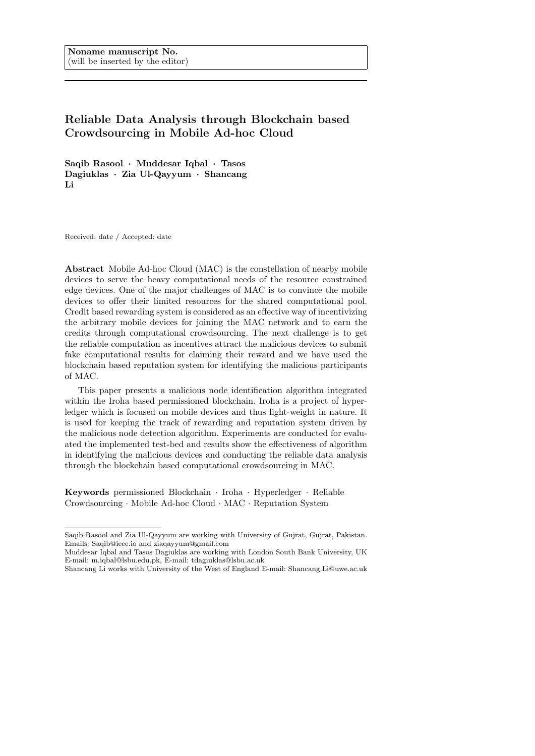**Noname manuscript No.**
(will be inserted by the editor)

# Reliable Data Analysis through Blockchain based Crowdsourcing in Mobile Ad-hoc Cloud

**Saqib Rasool · Muddesar Iqbal · Tasos Dagiuklas · Zia Ul-Qayyum · Shancang Li**

Received: date / Accepted: date

**Abstract** Mobile Ad-hoc Cloud (MAC) is the constellation of nearby mobile devices to serve the heavy computational needs of the resource constrained edge devices. One of the major challenges of MAC is to convince the mobile devices to offer their limited resources for the shared computational pool. Credit based rewarding system is considered as an effective way of incentivizing the arbitrary mobile devices for joining the MAC network and to earn the credits through computational crowdsourcing. The next challenge is to get the reliable computation as incentives attract the malicious devices to submit fake computational results for claiming their reward and we have used the blockchain based reputation system for identifying the malicious participants of MAC.

This paper presents a malicious node identification algorithm integrated within the Iroha based permissioned blockchain. Iroha is a project of hyperledger which is focused on mobile devices and thus light-weight in nature. It is used for keeping the track of rewarding and reputation system driven by the malicious node detection algorithm. Experiments are conducted for evaluated the implemented test-bed and results show the effectiveness of algorithm in identifying the malicious devices and conducting the reliable data analysis through the blockchain based computational crowdsourcing in MAC.

**Keywords** permissioned Blockchain · Iroha · Hyperledger · Reliable Crowdsourcing · Mobile Ad-hoc Cloud · MAC · Reputation System

---

Saqib Rasool and Zia Ul-Qayyum are working with University of Gujrat, Gujrat, Pakistan. Emails: Saqib@ieee.io and ziaqayyum@gmail.com

Muddesar Iqbal and Tasos Dagiuklas are working with London South Bank University, UK E-mail: m.iqbal@lsbu.edu.pk, E-mail: tdagiuklas@lsbu.ac.uk

Shancang Li works with University of the West of England E-mail: Shancang.Li@uwe.ac.uk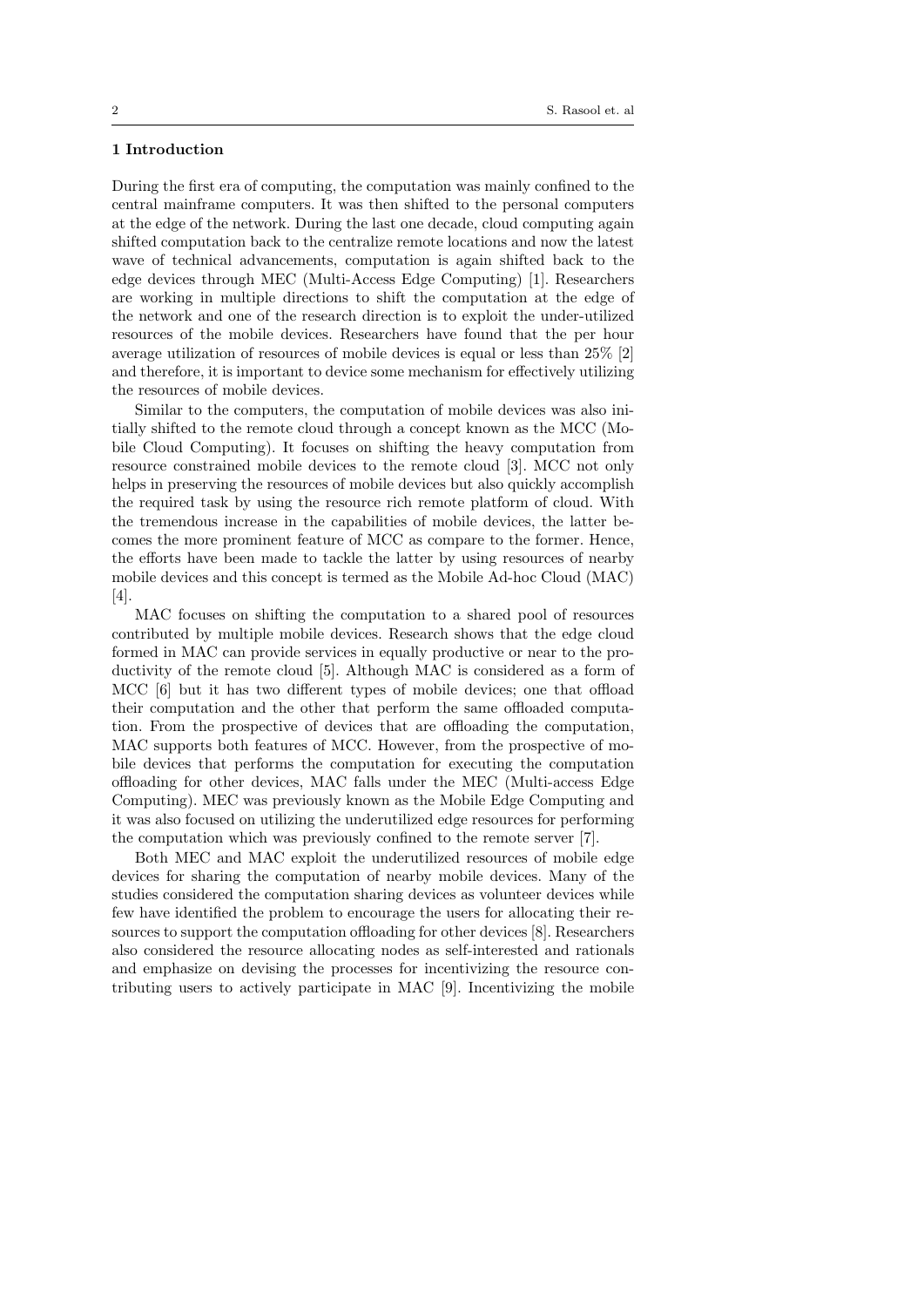## 1 Introduction

During the first era of computing, the computation was mainly confined to the central mainframe computers. It was then shifted to the personal computers at the edge of the network. During the last one decade, cloud computing again shifted computation back to the centralize remote locations and now the latest wave of technical advancements, computation is again shifted back to the edge devices through MEC (Multi-Access Edge Computing) [1]. Researchers are working in multiple directions to shift the computation at the edge of the network and one of the research direction is to exploit the under-utilized resources of the mobile devices. Researchers have found that the per hour average utilization of resources of mobile devices is equal or less than 25% [2] and therefore, it is important to device some mechanism for effectively utilizing the resources of mobile devices.

Similar to the computers, the computation of mobile devices was also initially shifted to the remote cloud through a concept known as the MCC (Mobile Cloud Computing). It focuses on shifting the heavy computation from resource constrained mobile devices to the remote cloud [3]. MCC not only helps in preserving the resources of mobile devices but also quickly accomplish the required task by using the resource rich remote platform of cloud. With the tremendous increase in the capabilities of mobile devices, the latter becomes the more prominent feature of MCC as compare to the former. Hence, the efforts have been made to tackle the latter by using resources of nearby mobile devices and this concept is termed as the Mobile Ad-hoc Cloud (MAC) [4].

MAC focuses on shifting the computation to a shared pool of resources contributed by multiple mobile devices. Research shows that the edge cloud formed in MAC can provide services in equally productive or near to the productivity of the remote cloud [5]. Although MAC is considered as a form of MCC [6] but it has two different types of mobile devices; one that offload their computation and the other that perform the same offloaded computation. From the prospective of devices that are offloading the computation, MAC supports both features of MCC. However, from the prospective of mobile devices that performs the computation for executing the computation offloading for other devices, MAC falls under the MEC (Multi-access Edge Computing). MEC was previously known as the Mobile Edge Computing and it was also focused on utilizing the underutilized edge resources for performing the computation which was previously confined to the remote server [7].

Both MEC and MAC exploit the underutilized resources of mobile edge devices for sharing the computation of nearby mobile devices. Many of the studies considered the computation sharing devices as volunteer devices while few have identified the problem to encourage the users for allocating their resources to support the computation offloading for other devices [8]. Researchers also considered the resource allocating nodes as self-interested and rationals and emphasize on devising the processes for incentivizing the resource contributing users to actively participate in MAC [9]. Incentivizing the mobile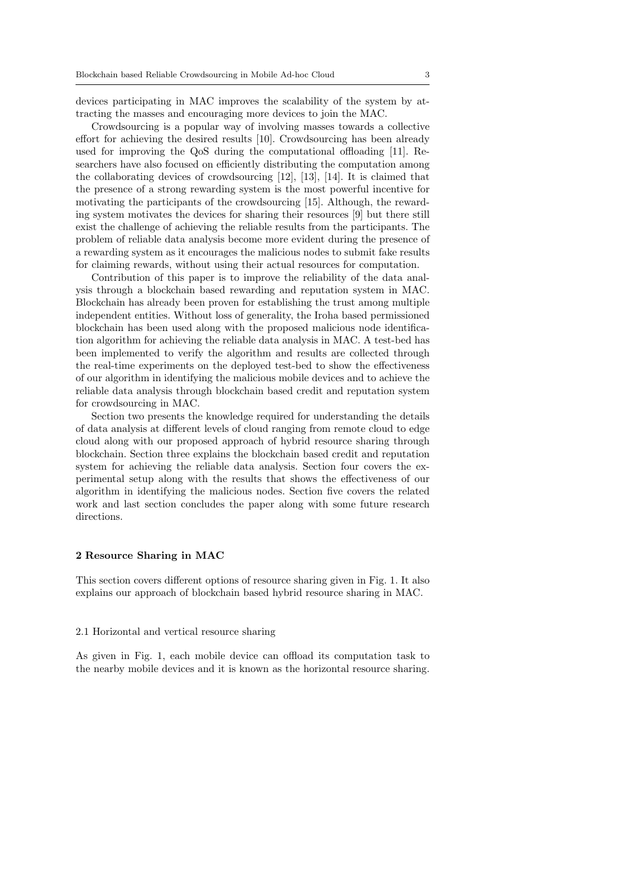devices participating in MAC improves the scalability of the system by attracting the masses and encouraging more devices to join the MAC.

Crowdsourcing is a popular way of involving masses towards a collective effort for achieving the desired results [10]. Crowdsourcing has been already used for improving the QoS during the computational offloading [11]. Researchers have also focused on efficiently distributing the computation among the collaborating devices of crowdsourcing [12], [13], [14]. It is claimed that the presence of a strong rewarding system is the most powerful incentive for motivating the participants of the crowdsourcing [15]. Although, the rewarding system motivates the devices for sharing their resources [9] but there still exist the challenge of achieving the reliable results from the participants. The problem of reliable data analysis become more evident during the presence of a rewarding system as it encourages the malicious nodes to submit fake results for claiming rewards, without using their actual resources for computation.

Contribution of this paper is to improve the reliability of the data analysis through a blockchain based rewarding and reputation system in MAC. Blockchain has already been proven for establishing the trust among multiple independent entities. Without loss of generality, the Iroha based permissioned blockchain has been used along with the proposed malicious node identification algorithm for achieving the reliable data analysis in MAC. A test-bed has been implemented to verify the algorithm and results are collected through the real-time experiments on the deployed test-bed to show the effectiveness of our algorithm in identifying the malicious mobile devices and to achieve the reliable data analysis through blockchain based credit and reputation system for crowdsourcing in MAC.

Section two presents the knowledge required for understanding the details of data analysis at different levels of cloud ranging from remote cloud to edge cloud along with our proposed approach of hybrid resource sharing through blockchain. Section three explains the blockchain based credit and reputation system for achieving the reliable data analysis. Section four covers the experimental setup along with the results that shows the effectiveness of our algorithm in identifying the malicious nodes. Section five covers the related work and last section concludes the paper along with some future research directions.

## 2 Resource Sharing in MAC

This section covers different options of resource sharing given in Fig. 1. It also explains our approach of blockchain based hybrid resource sharing in MAC.

### 2.1 Horizontal and vertical resource sharing

As given in Fig. 1, each mobile device can offload its computation task to the nearby mobile devices and it is known as the horizontal resource sharing.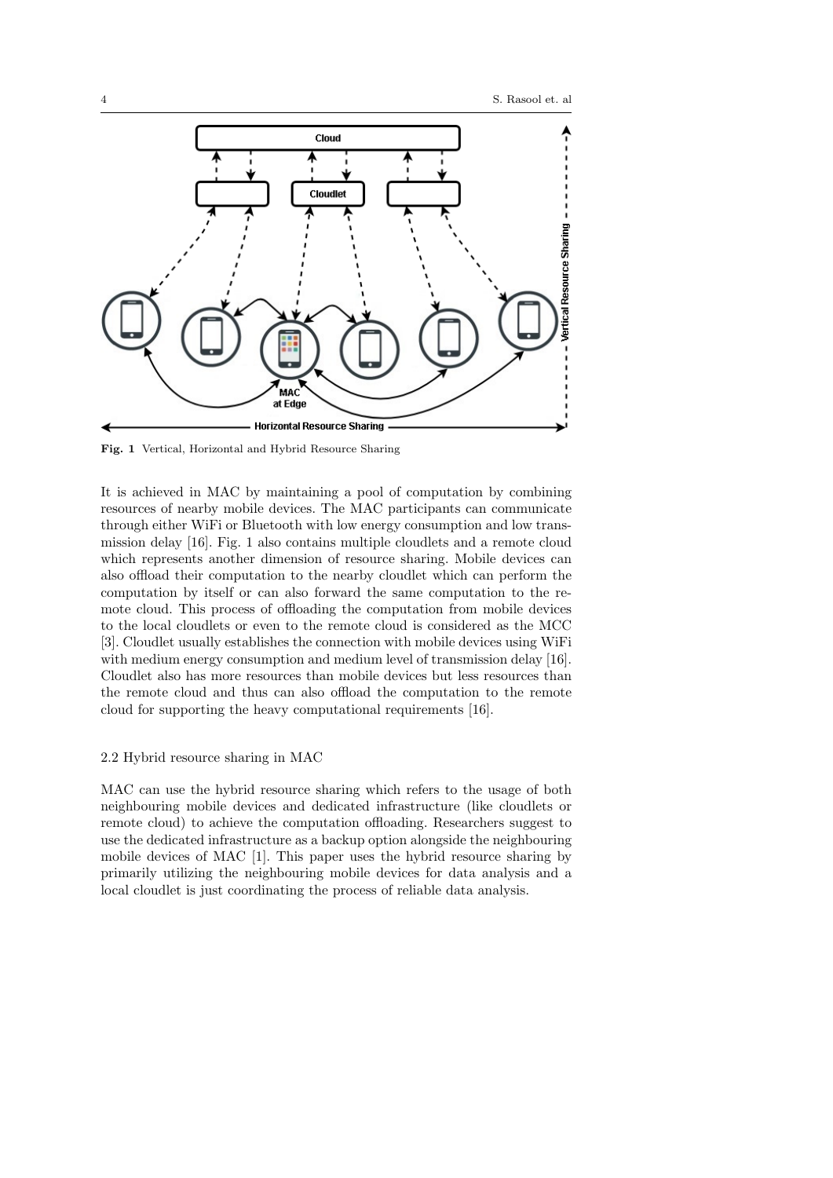Fig. 1 Vertical, Horizontal and Hybrid Resource Sharing

It is achieved in MAC by maintaining a pool of computation by combining resources of nearby mobile devices. The MAC participants can communicate through either WiFi or Bluetooth with low energy consumption and low transmission delay [16]. Fig. 1 also contains multiple cloudlets and a remote cloud which represents another dimension of resource sharing. Mobile devices can also offload their computation to the nearby cloudlet which can perform the computation by itself or can also forward the same computation to the remote cloud. This process of offloading the computation from mobile devices to the local cloudlets or even to the remote cloud is considered as the MCC [3]. Cloudlet usually establishes the connection with mobile devices using WiFi with medium energy consumption and medium level of transmission delay [16]. Cloudlet also has more resources than mobile devices but less resources than the remote cloud and thus can also offload the computation to the remote cloud for supporting the heavy computational requirements [16].

### 2.2 Hybrid resource sharing in MAC

MAC can use the hybrid resource sharing which refers to the usage of both neighbouring mobile devices and dedicated infrastructure (like cloudlets or remote cloud) to achieve the computation offloading. Researchers suggest to use the dedicated infrastructure as a backup option alongside the neighbouring mobile devices of MAC [1]. This paper uses the hybrid resource sharing by primarily utilizing the neighbouring mobile devices for data analysis and a local cloudlet is just coordinating the process of reliable data analysis.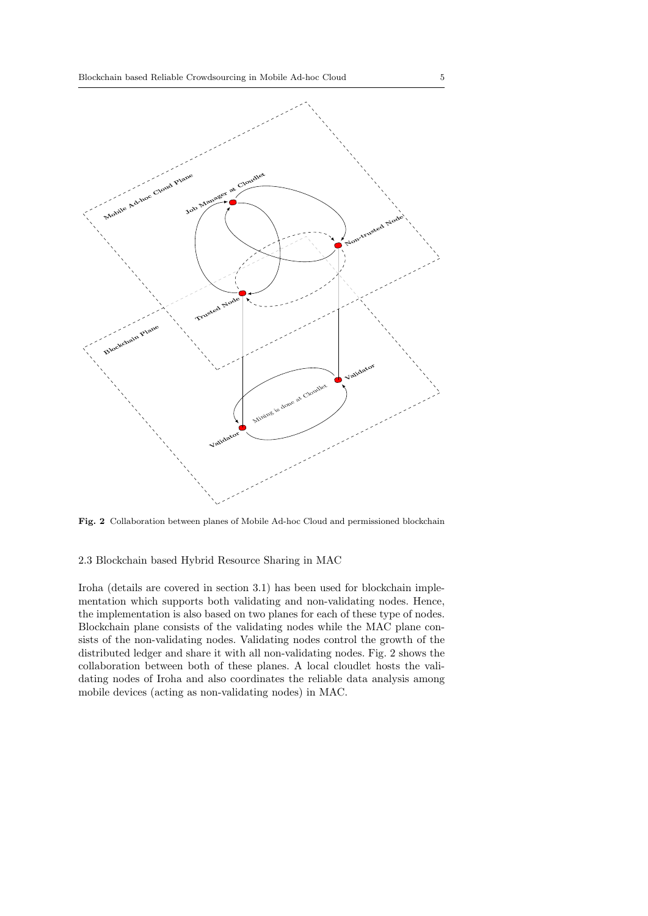**Fig. 2** Collaboration between planes of Mobile Ad-hoc Cloud and permissioned blockchain

### 2.3 Blockchain based Hybrid Resource Sharing in MAC

Iroha (details are covered in section 3.1) has been used for blockchain implementation which supports both validating and non-validating nodes. Hence, the implementation is also based on two planes for each of these type of nodes. Blockchain plane consists of the validating nodes while the MAC plane consists of the non-validating nodes. Validating nodes control the growth of the distributed ledger and share it with all non-validating nodes. Fig. 2 shows the collaboration between both of these planes. A local cloudlet hosts the validating nodes of Iroha and also coordinates the reliable data analysis among mobile devices (acting as non-validating nodes) in MAC.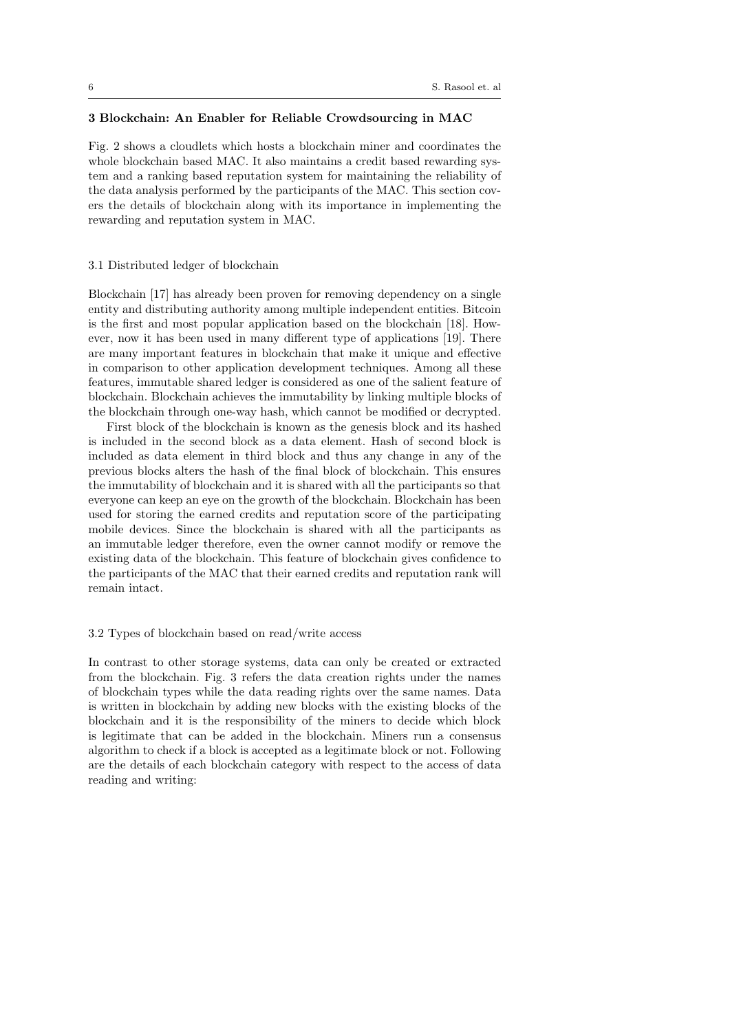## 3 Blockchain: An Enabler for Reliable Crowdsourcing in MAC

Fig. 2 shows a cloudlets which hosts a blockchain miner and coordinates the whole blockchain based MAC. It also maintains a credit based rewarding system and a ranking based reputation system for maintaining the reliability of the data analysis performed by the participants of the MAC. This section covers the details of blockchain along with its importance in implementing the rewarding and reputation system in MAC.

### 3.1 Distributed ledger of blockchain

Blockchain [17] has already been proven for removing dependency on a single entity and distributing authority among multiple independent entities. Bitcoin is the first and most popular application based on the blockchain [18]. However, now it has been used in many different type of applications [19]. There are many important features in blockchain that make it unique and effective in comparison to other application development techniques. Among all these features, immutable shared ledger is considered as one of the salient feature of blockchain. Blockchain achieves the immutability by linking multiple blocks of the blockchain through one-way hash, which cannot be modified or decrypted.

First block of the blockchain is known as the genesis block and its hashed is included in the second block as a data element. Hash of second block is included as data element in third block and thus any change in any of the previous blocks alters the hash of the final block of blockchain. This ensures the immutability of blockchain and it is shared with all the participants so that everyone can keep an eye on the growth of the blockchain. Blockchain has been used for storing the earned credits and reputation score of the participating mobile devices. Since the blockchain is shared with all the participants as an immutable ledger therefore, even the owner cannot modify or remove the existing data of the blockchain. This feature of blockchain gives confidence to the participants of the MAC that their earned credits and reputation rank will remain intact.

### 3.2 Types of blockchain based on read/write access

In contrast to other storage systems, data can only be created or extracted from the blockchain. Fig. 3 refers the data creation rights under the names of blockchain types while the data reading rights over the same names. Data is written in blockchain by adding new blocks with the existing blocks of the blockchain and it is the responsibility of the miners to decide which block is legitimate that can be added in the blockchain. Miners run a consensus algorithm to check if a block is accepted as a legitimate block or not. Following are the details of each blockchain category with respect to the access of data reading and writing: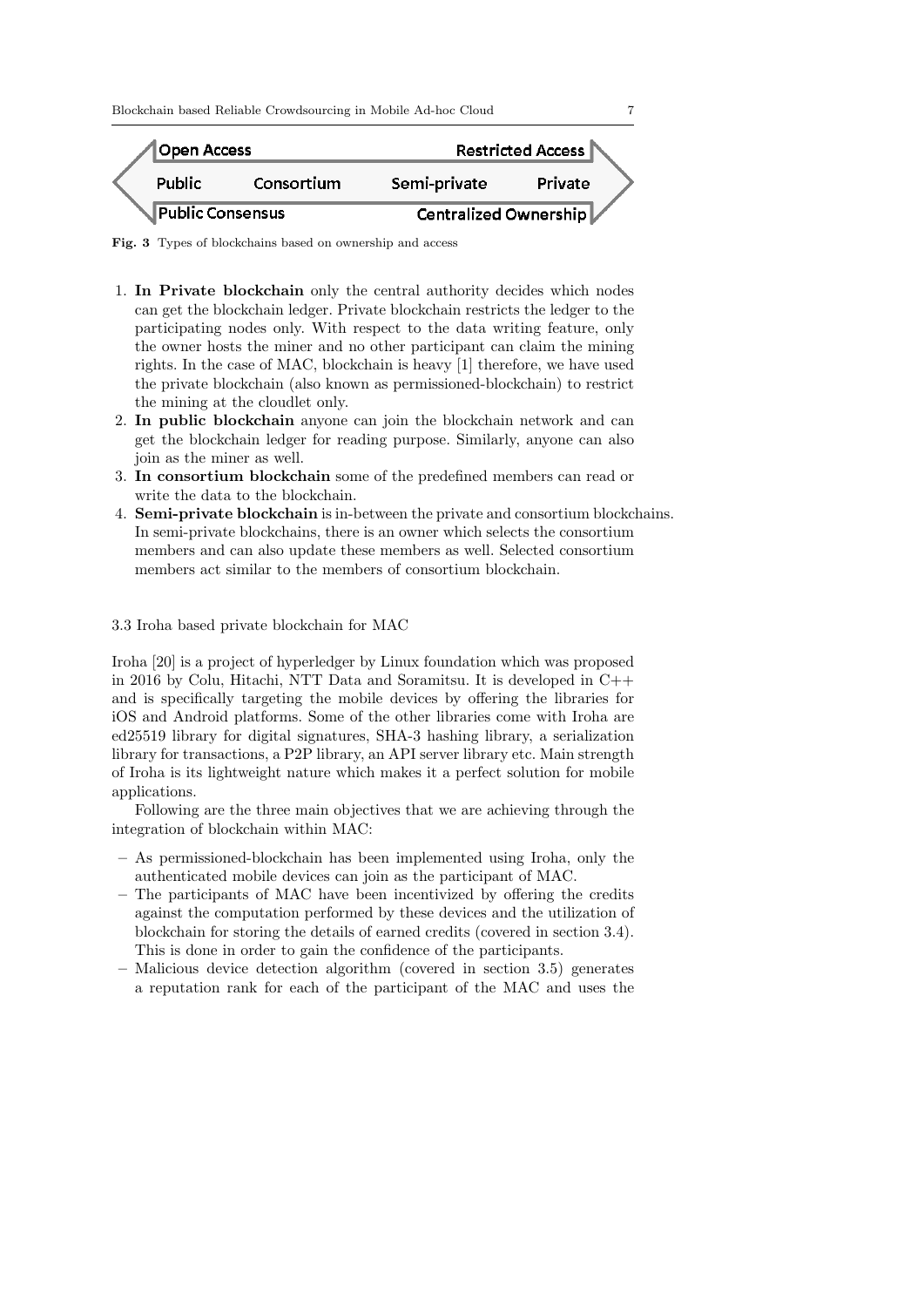| Open Access | | | Restricted Access |
|---|---|---|---|
| Public | Consortium | Semi-private | Private |
| Public Consensus | | | Centralized Ownership |

**Fig. 3** Types of blockchains based on ownership and access

1. **In Private blockchain** only the central authority decides which nodes can get the blockchain ledger. Private blockchain restricts the ledger to the participating nodes only. With respect to the data writing feature, only the owner hosts the miner and no other participant can claim the mining rights. In the case of MAC, blockchain is heavy [1] therefore, we have used the private blockchain (also known as permissioned-blockchain) to restrict the mining at the cloudlet only.
2. **In public blockchain** anyone can join the blockchain network and can get the blockchain ledger for reading purpose. Similarly, anyone can also join as the miner as well.
3. **In consortium blockchain** some of the predefined members can read or write the data to the blockchain.
4. **Semi-private blockchain** is in-between the private and consortium blockchains. In semi-private blockchains, there is an owner which selects the consortium members and can also update these members as well. Selected consortium members act similar to the members of consortium blockchain.

### 3.3 Iroha based private blockchain for MAC

Iroha [20] is a project of hyperledger by Linux foundation which was proposed in 2016 by Colu, Hitachi, NTT Data and Soramitsu. It is developed in C++ and is specifically targeting the mobile devices by offering the libraries for iOS and Android platforms. Some of the other libraries come with Iroha are ed25519 library for digital signatures, SHA-3 hashing library, a serialization library for transactions, a P2P library, an API server library etc. Main strength of Iroha is its lightweight nature which makes it a perfect solution for mobile applications.

Following are the three main objectives that we are achieving through the integration of blockchain within MAC:

- As permissioned-blockchain has been implemented using Iroha, only the authenticated mobile devices can join as the participant of MAC.
- The participants of MAC have been incentivized by offering the credits against the computation performed by these devices and the utilization of blockchain for storing the details of earned credits (covered in section 3.4). This is done in order to gain the confidence of the participants.
- Malicious device detection algorithm (covered in section 3.5) generates a reputation rank for each of the participant of the MAC and uses the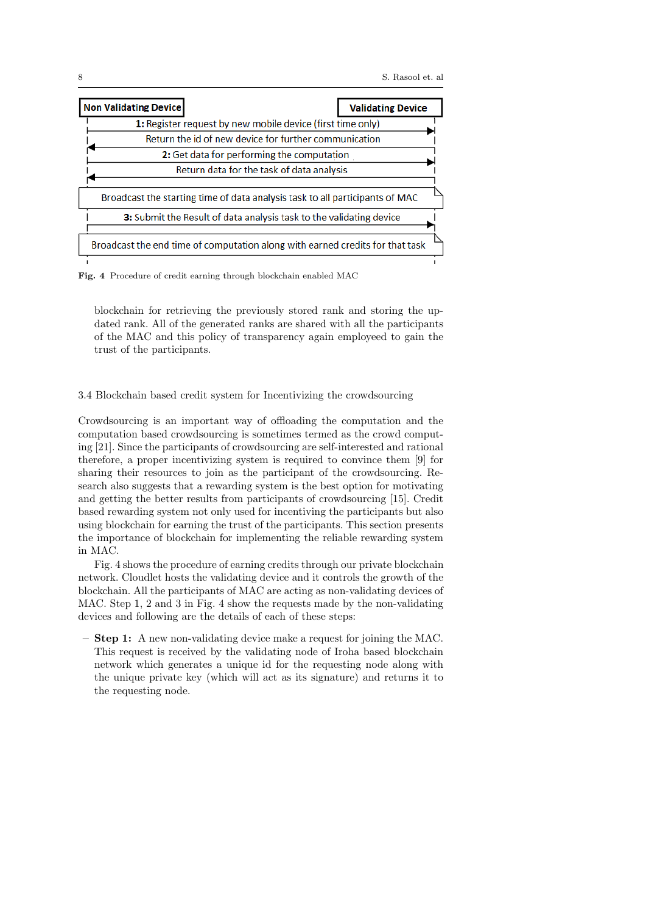Non Validating Device | Validating Device

**1:** Register request by new mobile device (first time only)

Return the id of new device for further communication

**2:** Get data for performing the computation

Return data for the task of data analysis

Broadcast the starting time of data analysis task to all participants of MAC

**3:** Submit the Result of data analysis task to the validating device

Broadcast the end time of computation along with earned credits for that task

**Fig. 4** Procedure of credit earning through blockchain enabled MAC

blockchain for retrieving the previously stored rank and storing the updated rank. All of the generated ranks are shared with all the participants of the MAC and this policy of transparency again employeed to gain the trust of the participants.

### 3.4 Blockchain based credit system for Incentivizing the crowdsourcing

Crowdsourcing is an important way of offloading the computation and the computation based crowdsourcing is sometimes termed as the crowd computing [21]. Since the participants of crowdsourcing are self-interested and rational therefore, a proper incentivizing system is required to convince them [9] for sharing their resources to join as the participant of the crowdsourcing. Research also suggests that a rewarding system is the best option for motivating and getting the better results from participants of crowdsourcing [15]. Credit based rewarding system not only used for incentiving the participants but also using blockchain for earning the trust of the participants. This section presents the importance of blockchain for implementing the reliable rewarding system in MAC.

Fig. 4 shows the procedure of earning credits through our private blockchain network. Cloudlet hosts the validating device and it controls the growth of the blockchain. All the participants of MAC are acting as non-validating devices of MAC. Step 1, 2 and 3 in Fig. 4 show the requests made by the non-validating devices and following are the details of each of these steps:

- **Step 1:** A new non-validating device make a request for joining the MAC. This request is received by the validating node of Iroha based blockchain network which generates a unique id for the requesting node along with the unique private key (which will act as its signature) and returns it to the requesting node.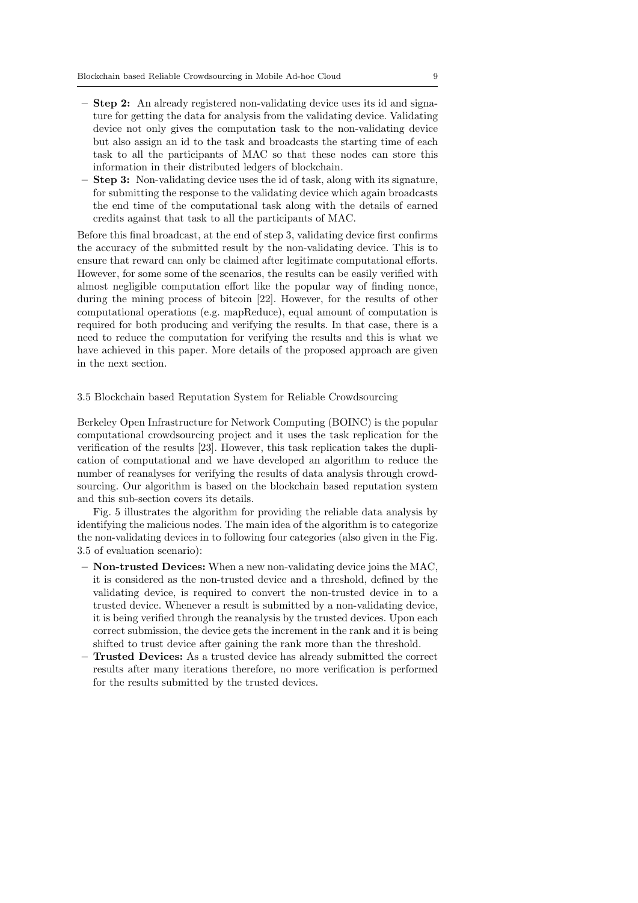- **Step 2:** An already registered non-validating device uses its id and signature for getting the data for analysis from the validating device. Validating device not only gives the computation task to the non-validating device but also assign an id to the task and broadcasts the starting time of each task to all the participants of MAC so that these nodes can store this information in their distributed ledgers of blockchain.
- **Step 3:** Non-validating device uses the id of task, along with its signature, for submitting the response to the validating device which again broadcasts the end time of the computational task along with the details of earned credits against that task to all the participants of MAC.

Before this final broadcast, at the end of step 3, validating device first confirms the accuracy of the submitted result by the non-validating device. This is to ensure that reward can only be claimed after legitimate computational efforts. However, for some some of the scenarios, the results can be easily verified with almost negligible computation effort like the popular way of finding nonce, during the mining process of bitcoin [22]. However, for the results of other computational operations (e.g. mapReduce), equal amount of computation is required for both producing and verifying the results. In that case, there is a need to reduce the computation for verifying the results and this is what we have achieved in this paper. More details of the proposed approach are given in the next section.

### 3.5 Blockchain based Reputation System for Reliable Crowdsourcing

Berkeley Open Infrastructure for Network Computing (BOINC) is the popular computational crowdsourcing project and it uses the task replication for the verification of the results [23]. However, this task replication takes the duplication of computational and we have developed an algorithm to reduce the number of reanalyses for verifying the results of data analysis through crowdsourcing. Our algorithm is based on the blockchain based reputation system and this sub-section covers its details.

Fig. 5 illustrates the algorithm for providing the reliable data analysis by identifying the malicious nodes. The main idea of the algorithm is to categorize the non-validating devices in to following four categories (also given in the Fig. 3.5 of evaluation scenario):

- **Non-trusted Devices:** When a new non-validating device joins the MAC, it is considered as the non-trusted device and a threshold, defined by the validating device, is required to convert the non-trusted device in to a trusted device. Whenever a result is submitted by a non-validating device, it is being verified through the reanalysis by the trusted devices. Upon each correct submission, the device gets the increment in the rank and it is being shifted to trust device after gaining the rank more than the threshold.
- **Trusted Devices:** As a trusted device has already submitted the correct results after many iterations therefore, no more verification is performed for the results submitted by the trusted devices.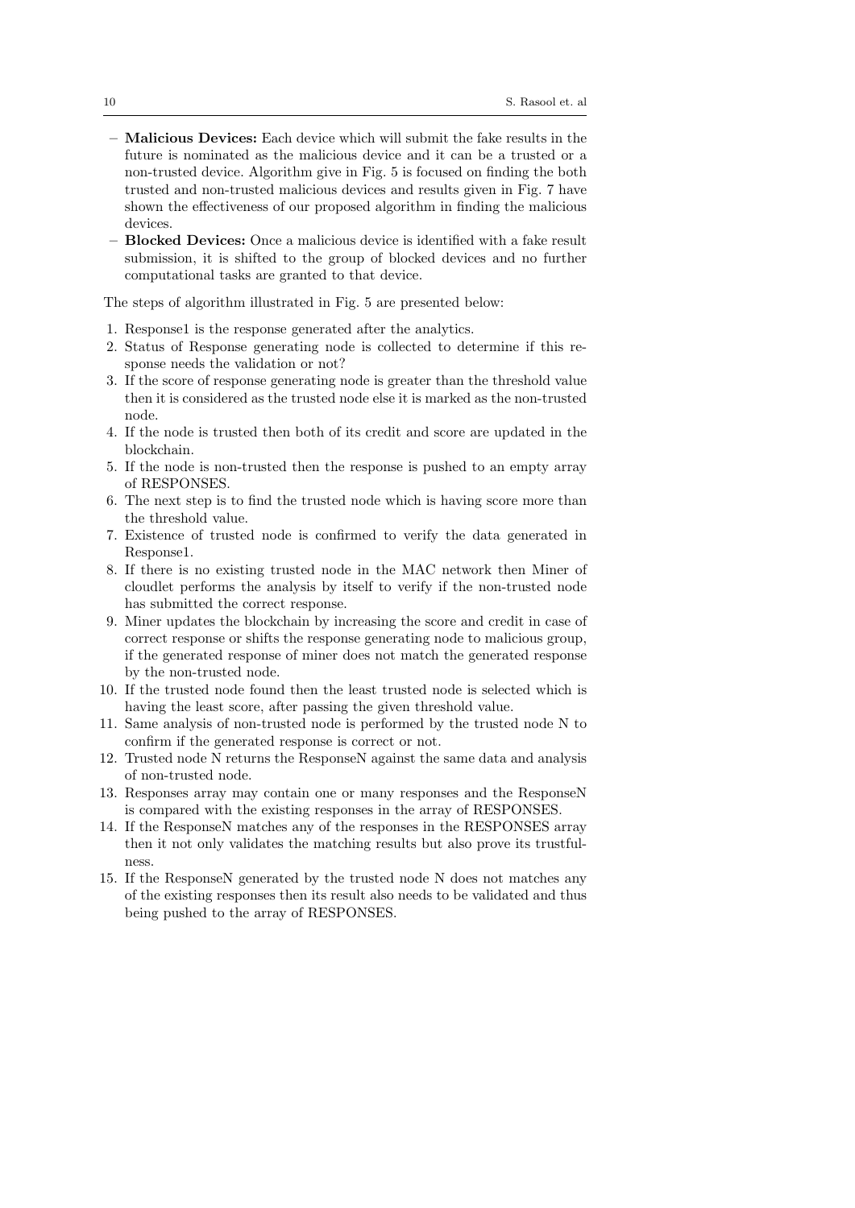- **Malicious Devices:** Each device which will submit the fake results in the future is nominated as the malicious device and it can be a trusted or a non-trusted device. Algorithm give in Fig. 5 is focused on finding the both trusted and non-trusted malicious devices and results given in Fig. 7 have shown the effectiveness of our proposed algorithm in finding the malicious devices.
- **Blocked Devices:** Once a malicious device is identified with a fake result submission, it is shifted to the group of blocked devices and no further computational tasks are granted to that device.

The steps of algorithm illustrated in Fig. 5 are presented below:

1. Response1 is the response generated after the analytics.
2. Status of Response generating node is collected to determine if this response needs the validation or not?
3. If the score of response generating node is greater than the threshold value then it is considered as the trusted node else it is marked as the non-trusted node.
4. If the node is trusted then both of its credit and score are updated in the blockchain.
5. If the node is non-trusted then the response is pushed to an empty array of RESPONSES.
6. The next step is to find the trusted node which is having score more than the threshold value.
7. Existence of trusted node is confirmed to verify the data generated in Response1.
8. If there is no existing trusted node in the MAC network then Miner of cloudlet performs the analysis by itself to verify if the non-trusted node has submitted the correct response.
9. Miner updates the blockchain by increasing the score and credit in case of correct response or shifts the response generating node to malicious group, if the generated response of miner does not match the generated response by the non-trusted node.
10. If the trusted node found then the least trusted node is selected which is having the least score, after passing the given threshold value.
11. Same analysis of non-trusted node is performed by the trusted node N to confirm if the generated response is correct or not.
12. Trusted node N returns the ResponseN against the same data and analysis of non-trusted node.
13. Responses array may contain one or many responses and the ResponseN is compared with the existing responses in the array of RESPONSES.
14. If the ResponseN matches any of the responses in the RESPONSES array then it not only validates the matching results but also prove its trustfulness.
15. If the ResponseN generated by the trusted node N does not matches any of the existing responses then its result also needs to be validated and thus being pushed to the array of RESPONSES.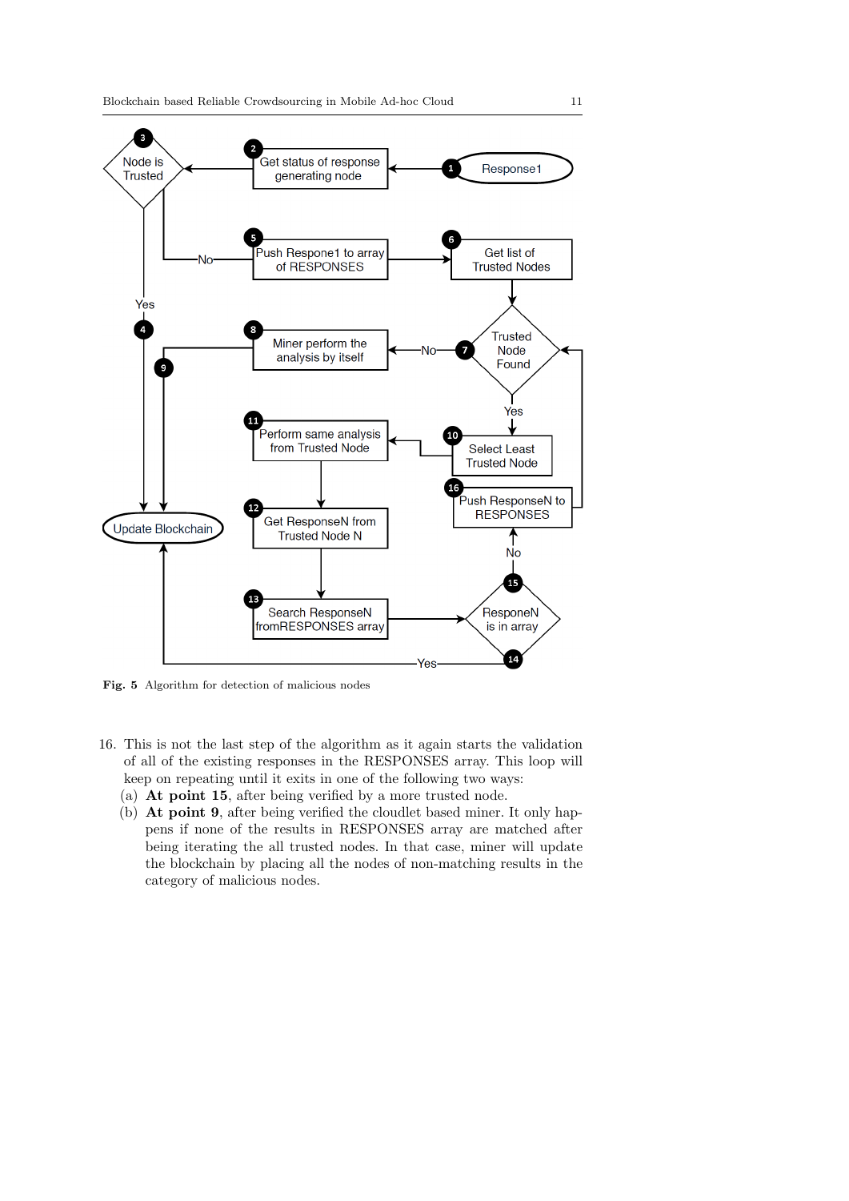Fig. 5 Algorithm for detection of malicious nodes

16. This is not the last step of the algorithm as it again starts the validation of all of the existing responses in the RESPONSES array. This loop will keep on repeating until it exits in one of the following two ways:
   (a) **At point 15**, after being verified by a more trusted node.
   (b) **At point 9**, after being verified the cloudlet based miner. It only happens if none of the results in RESPONSES array are matched after being iterating the all trusted nodes. In that case, miner will update the blockchain by placing all the nodes of non-matching results in the category of malicious nodes.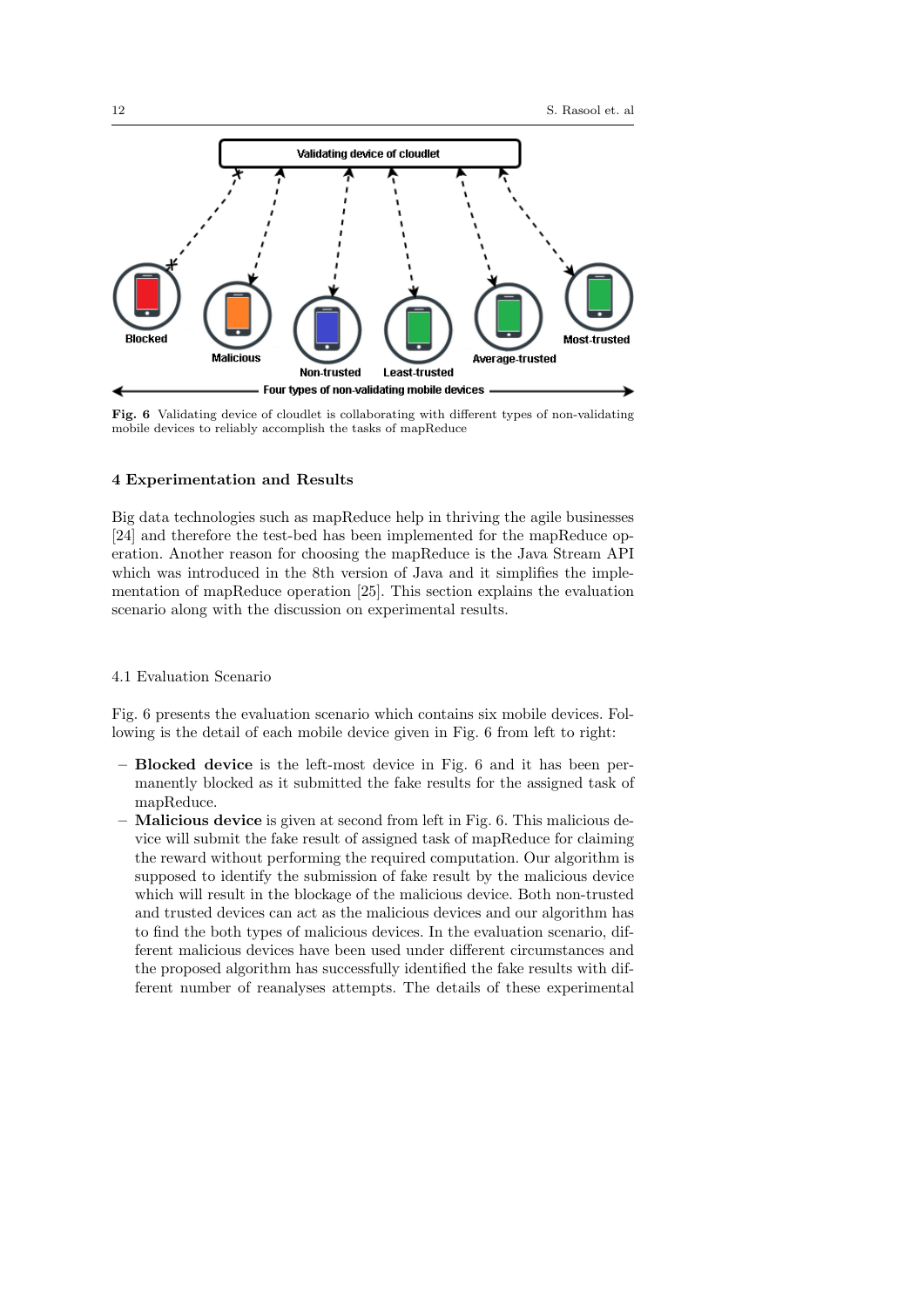Fig. 6 Validating device of cloudlet is collaborating with different types of non-validating mobile devices to reliably accomplish the tasks of mapReduce

## 4 Experimentation and Results

Big data technologies such as mapReduce help in thriving the agile businesses [24] and therefore the test-bed has been implemented for the mapReduce operation. Another reason for choosing the mapReduce is the Java Stream API which was introduced in the 8th version of Java and it simplifies the implementation of mapReduce operation [25]. This section explains the evaluation scenario along with the discussion on experimental results.

### 4.1 Evaluation Scenario

Fig. 6 presents the evaluation scenario which contains six mobile devices. Following is the detail of each mobile device given in Fig. 6 from left to right:

- **Blocked device** is the left-most device in Fig. 6 and it has been permanently blocked as it submitted the fake results for the assigned task of mapReduce.
- **Malicious device** is given at second from left in Fig. 6. This malicious device will submit the fake result of assigned task of mapReduce for claiming the reward without performing the required computation. Our algorithm is supposed to identify the submission of fake result by the malicious device which will result in the blockage of the malicious device. Both non-trusted and trusted devices can act as the malicious devices and our algorithm has to find the both types of malicious devices. In the evaluation scenario, different malicious devices have been used under different circumstances and the proposed algorithm has successfully identified the fake results with different number of reanalyses attempts. The details of these experimental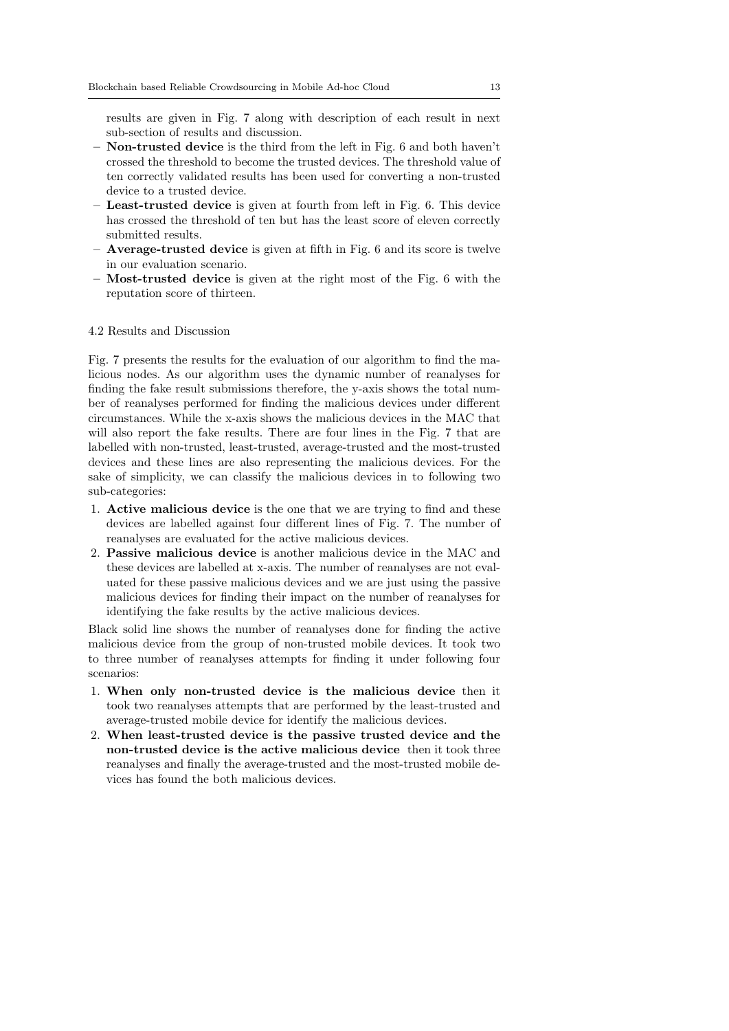results are given in Fig. 7 along with description of each result in next sub-section of results and discussion.

- **Non-trusted device** is the third from the left in Fig. 6 and both haven't crossed the threshold to become the trusted devices. The threshold value of ten correctly validated results has been used for converting a non-trusted device to a trusted device.
- **Least-trusted device** is given at fourth from left in Fig. 6. This device has crossed the threshold of ten but has the least score of eleven correctly submitted results.
- **Average-trusted device** is given at fifth in Fig. 6 and its score is twelve in our evaluation scenario.
- **Most-trusted device** is given at the right most of the Fig. 6 with the reputation score of thirteen.

### 4.2 Results and Discussion

Fig. 7 presents the results for the evaluation of our algorithm to find the malicious nodes. As our algorithm uses the dynamic number of reanalyses for finding the fake result submissions therefore, the y-axis shows the total number of reanalyses performed for finding the malicious devices under different circumstances. While the x-axis shows the malicious devices in the MAC that will also report the fake results. There are four lines in the Fig. 7 that are labelled with non-trusted, least-trusted, average-trusted and the most-trusted devices and these lines are also representing the malicious devices. For the sake of simplicity, we can classify the malicious devices in to following two sub-categories:

1. **Active malicious device** is the one that we are trying to find and these devices are labelled against four different lines of Fig. 7. The number of reanalyses are evaluated for the active malicious devices.
2. **Passive malicious device** is another malicious device in the MAC and these devices are labelled at x-axis. The number of reanalyses are not evaluated for these passive malicious devices and we are just using the passive malicious devices for finding their impact on the number of reanalyses for identifying the fake results by the active malicious devices.

Black solid line shows the number of reanalyses done for finding the active malicious device from the group of non-trusted mobile devices. It took two to three number of reanalyses attempts for finding it under following four scenarios:

1. **When only non-trusted device is the malicious device** then it took two reanalyses attempts that are performed by the least-trusted and average-trusted mobile device for identify the malicious devices.
2. **When least-trusted device is the passive trusted device and the non-trusted device is the active malicious device** then it took three reanalyses and finally the average-trusted and the most-trusted mobile devices has found the both malicious devices.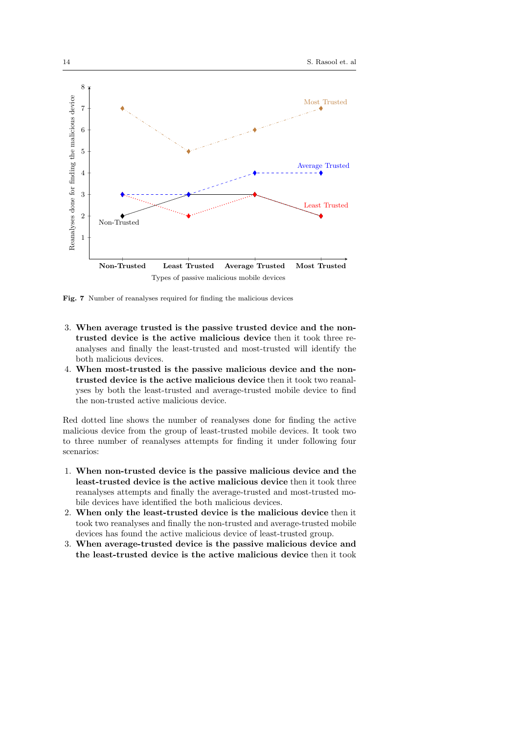Fig. 7 Number of reanalyses required for finding the malicious devices

3. **When average trusted is the passive trusted device and the non-trusted device is the active malicious device** then it took three reanalyses and finally the least-trusted and most-trusted will identify the both malicious devices.
4. **When most-trusted is the passive malicious device and the non-trusted device is the active malicious device** then it took two reanalyses by both the least-trusted and average-trusted mobile device to find the non-trusted active malicious device.

Red dotted line shows the number of reanalyses done for finding the active malicious device from the group of least-trusted mobile devices. It took two to three number of reanalyses attempts for finding it under following four scenarios:

1. **When non-trusted device is the passive malicious device and the least-trusted device is the active malicious device** then it took three reanalyses attempts and finally the average-trusted and most-trusted mobile devices have identified the both malicious devices.
2. **When only the least-trusted device is the malicious device** then it took two reanalyses and finally the non-trusted and average-trusted mobile devices has found the active malicious device of least-trusted group.
3. **When average-trusted device is the passive malicious device and the least-trusted device is the active malicious device** then it took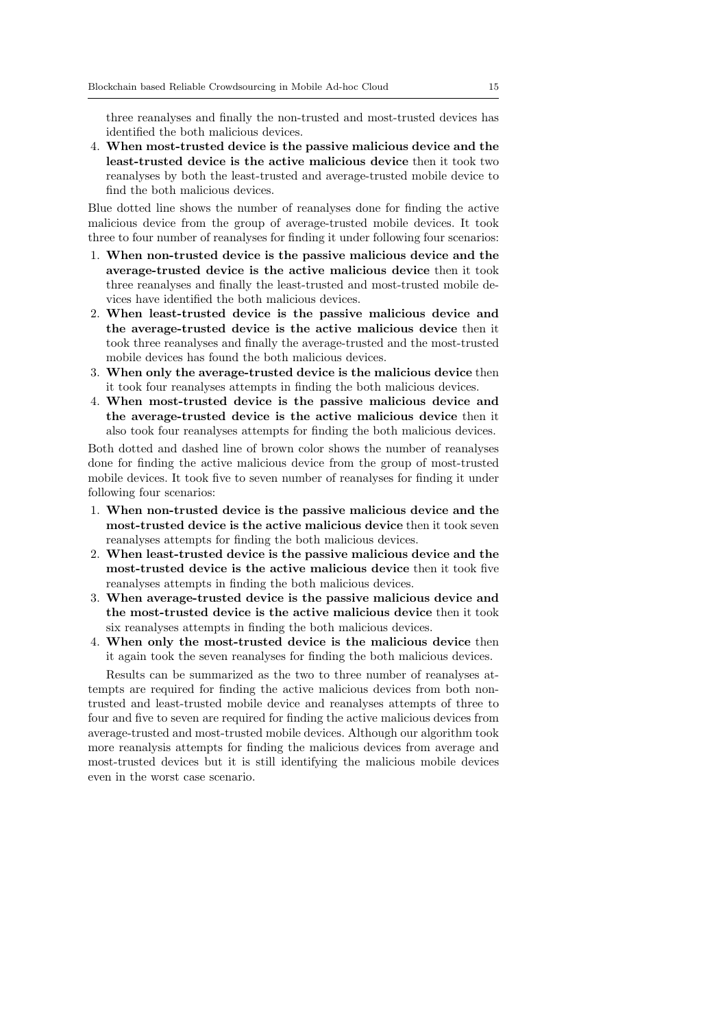three reanalyses and finally the non-trusted and most-trusted devices has identified the both malicious devices.

4. **When most-trusted device is the passive malicious device and the least-trusted device is the active malicious device** then it took two reanalyses by both the least-trusted and average-trusted mobile device to find the both malicious devices.

Blue dotted line shows the number of reanalyses done for finding the active malicious device from the group of average-trusted mobile devices. It took three to four number of reanalyses for finding it under following four scenarios:

1. **When non-trusted device is the passive malicious device and the average-trusted device is the active malicious device** then it took three reanalyses and finally the least-trusted and most-trusted mobile devices have identified the both malicious devices.
2. **When least-trusted device is the passive malicious device and the average-trusted device is the active malicious device** then it took three reanalyses and finally the average-trusted and the most-trusted mobile devices has found the both malicious devices.
3. **When only the average-trusted device is the malicious device** then it took four reanalyses attempts in finding the both malicious devices.
4. **When most-trusted device is the passive malicious device and the average-trusted device is the active malicious device** then it also took four reanalyses attempts for finding the both malicious devices.

Both dotted and dashed line of brown color shows the number of reanalyses done for finding the active malicious device from the group of most-trusted mobile devices. It took five to seven number of reanalyses for finding it under following four scenarios:

1. **When non-trusted device is the passive malicious device and the most-trusted device is the active malicious device** then it took seven reanalyses attempts for finding the both malicious devices.
2. **When least-trusted device is the passive malicious device and the most-trusted device is the active malicious device** then it took five reanalyses attempts in finding the both malicious devices.
3. **When average-trusted device is the passive malicious device and the most-trusted device is the active malicious device** then it took six reanalyses attempts in finding the both malicious devices.
4. **When only the most-trusted device is the malicious device** then it again took the seven reanalyses for finding the both malicious devices.

Results can be summarized as the two to three number of reanalyses attempts are required for finding the active malicious devices from both non-trusted and least-trusted mobile device and reanalyses attempts of three to four and five to seven are required for finding the active malicious devices from average-trusted and most-trusted mobile devices. Although our algorithm took more reanalysis attempts for finding the malicious devices from average and most-trusted devices but it is still identifying the malicious mobile devices even in the worst case scenario.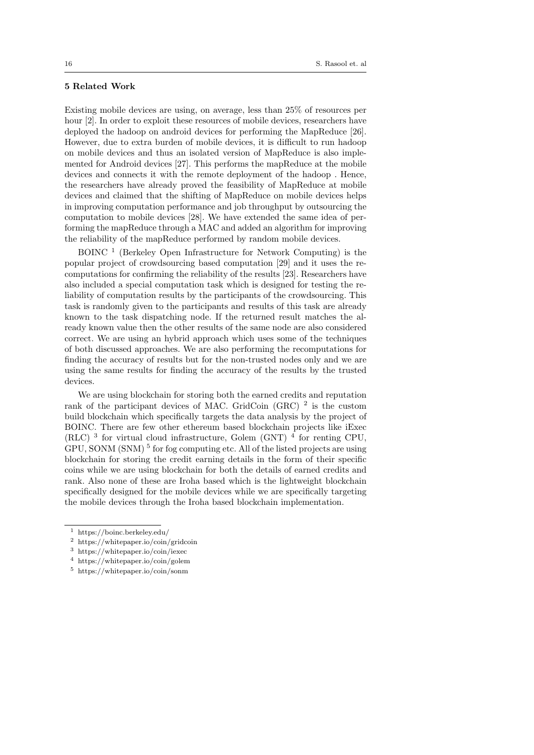## 5 Related Work

Existing mobile devices are using, on average, less than 25% of resources per hour [2]. In order to exploit these resources of mobile devices, researchers have deployed the hadoop on android devices for performing the MapReduce [26]. However, due to extra burden of mobile devices, it is difficult to run hadoop on mobile devices and thus an isolated version of MapReduce is also implemented for Android devices [27]. This performs the mapReduce at the mobile devices and connects it with the remote deployment of the hadoop . Hence, the researchers have already proved the feasibility of MapReduce at mobile devices and claimed that the shifting of MapReduce on mobile devices helps in improving computation performance and job throughput by outsourcing the computation to mobile devices [28]. We have extended the same idea of performing the mapReduce through a MAC and added an algorithm for improving the reliability of the mapReduce performed by random mobile devices.

BOINC [1] (Berkeley Open Infrastructure for Network Computing) is the popular project of crowdsourcing based computation [29] and it uses the recomputations for confirming the reliability of the results [23]. Researchers have also included a special computation task which is designed for testing the reliability of computation results by the participants of the crowdsourcing. This task is randomly given to the participants and results of this task are already known to the task dispatching node. If the returned result matches the already known value then the other results of the same node are also considered correct. We are using an hybrid approach which uses some of the techniques of both discussed approaches. We are also performing the recomputations for finding the accuracy of results but for the non-trusted nodes only and we are using the same results for finding the accuracy of the results by the trusted devices.

We are using blockchain for storing both the earned credits and reputation rank of the participant devices of MAC. GridCoin (GRC) [2] is the custom build blockchain which specifically targets the data analysis by the project of BOINC. There are few other ethereum based blockchain projects like iExec (RLC) [3] for virtual cloud infrastructure, Golem (GNT) [4] for renting CPU, GPU, SONM (SNM) [5] for fog computing etc. All of the listed projects are using blockchain for storing the credit earning details in the form of their specific coins while we are using blockchain for both the details of earned credits and rank. Also none of these are Iroha based which is the lightweight blockchain specifically designed for the mobile devices while we are specifically targeting the mobile devices through the Iroha based blockchain implementation.

---

[1] https://boinc.berkeley.edu/

[2] https://whitepaper.io/coin/gridcoin

[3] https://whitepaper.io/coin/iexec

[4] https://whitepaper.io/coin/golem

[5] https://whitepaper.io/coin/sonm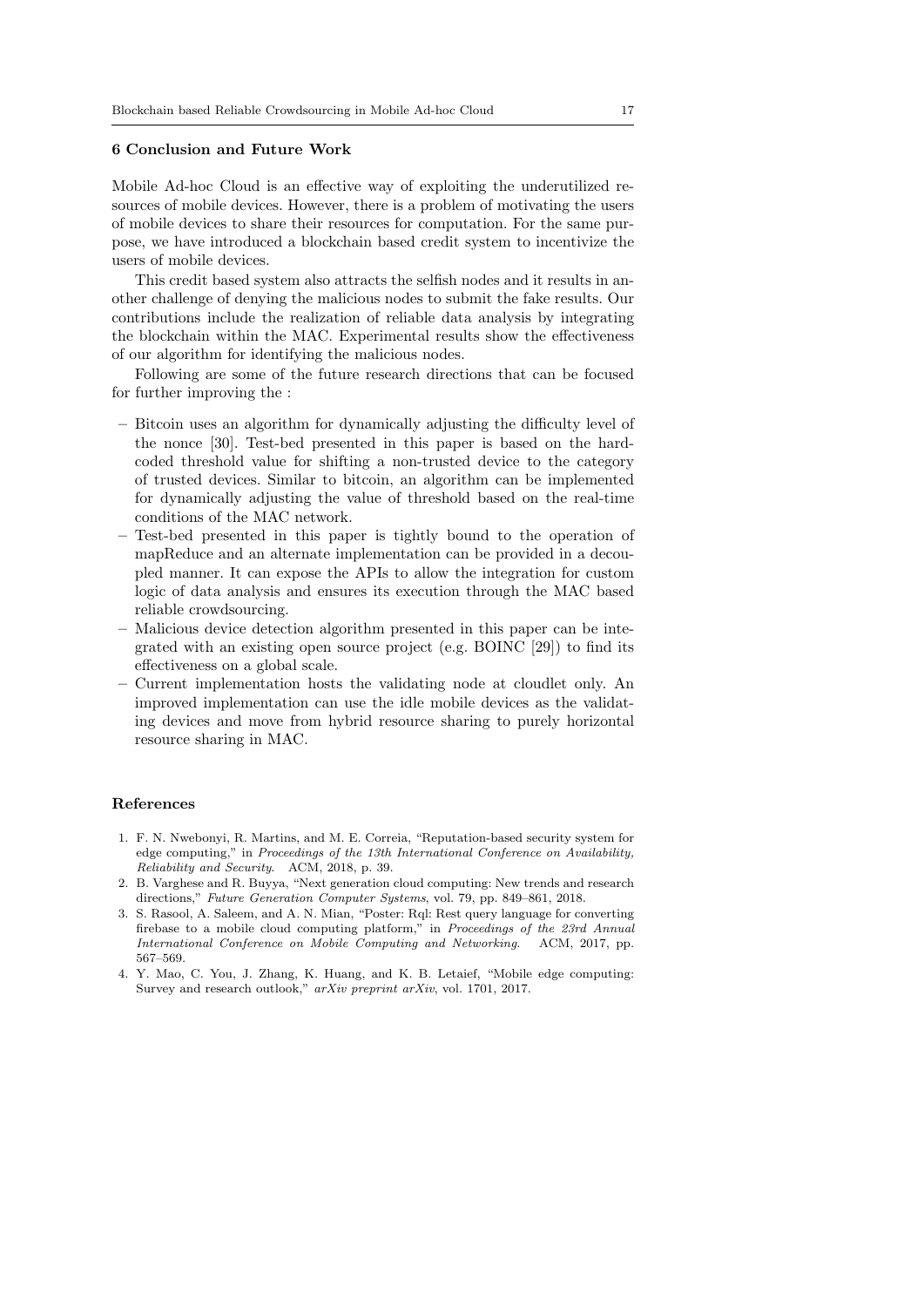## 6 Conclusion and Future Work

Mobile Ad-hoc Cloud is an effective way of exploiting the underutilized resources of mobile devices. However, there is a problem of motivating the users of mobile devices to share their resources for computation. For the same purpose, we have introduced a blockchain based credit system to incentivize the users of mobile devices.

This credit based system also attracts the selfish nodes and it results in another challenge of denying the malicious nodes to submit the fake results. Our contributions include the realization of reliable data analysis by integrating the blockchain within the MAC. Experimental results show the effectiveness of our algorithm for identifying the malicious nodes.

Following are some of the future research directions that can be focused for further improving the :

- Bitcoin uses an algorithm for dynamically adjusting the difficulty level of the nonce [30]. Test-bed presented in this paper is based on the hard-coded threshold value for shifting a non-trusted device to the category of trusted devices. Similar to bitcoin, an algorithm can be implemented for dynamically adjusting the value of threshold based on the real-time conditions of the MAC network.
- Test-bed presented in this paper is tightly bound to the operation of mapReduce and an alternate implementation can be provided in a decoupled manner. It can expose the APIs to allow the integration for custom logic of data analysis and ensures its execution through the MAC based reliable crowdsourcing.
- Malicious device detection algorithm presented in this paper can be integrated with an existing open source project (e.g. BOINC [29]) to find its effectiveness on a global scale.
- Current implementation hosts the validating node at cloudlet only. An improved implementation can use the idle mobile devices as the validating devices and move from hybrid resource sharing to purely horizontal resource sharing in MAC.

## References

1. F. N. Nwebonyi, R. Martins, and M. E. Correia, "Reputation-based security system for edge computing," in *Proceedings of the 13th International Conference on Availability, Reliability and Security*. ACM, 2018, p. 39.
2. B. Varghese and R. Buyya, "Next generation cloud computing: New trends and research directions," *Future Generation Computer Systems*, vol. 79, pp. 849–861, 2018.
3. S. Rasool, A. Saleem, and A. N. Mian, "Poster: Rql: Rest query language for converting firebase to a mobile cloud computing platform," in *Proceedings of the 23rd Annual International Conference on Mobile Computing and Networking*. ACM, 2017, pp. 567–569.
4. Y. Mao, C. You, J. Zhang, K. Huang, and K. B. Letaief, "Mobile edge computing: Survey and research outlook," *arXiv preprint arXiv*, vol. 1701, 2017.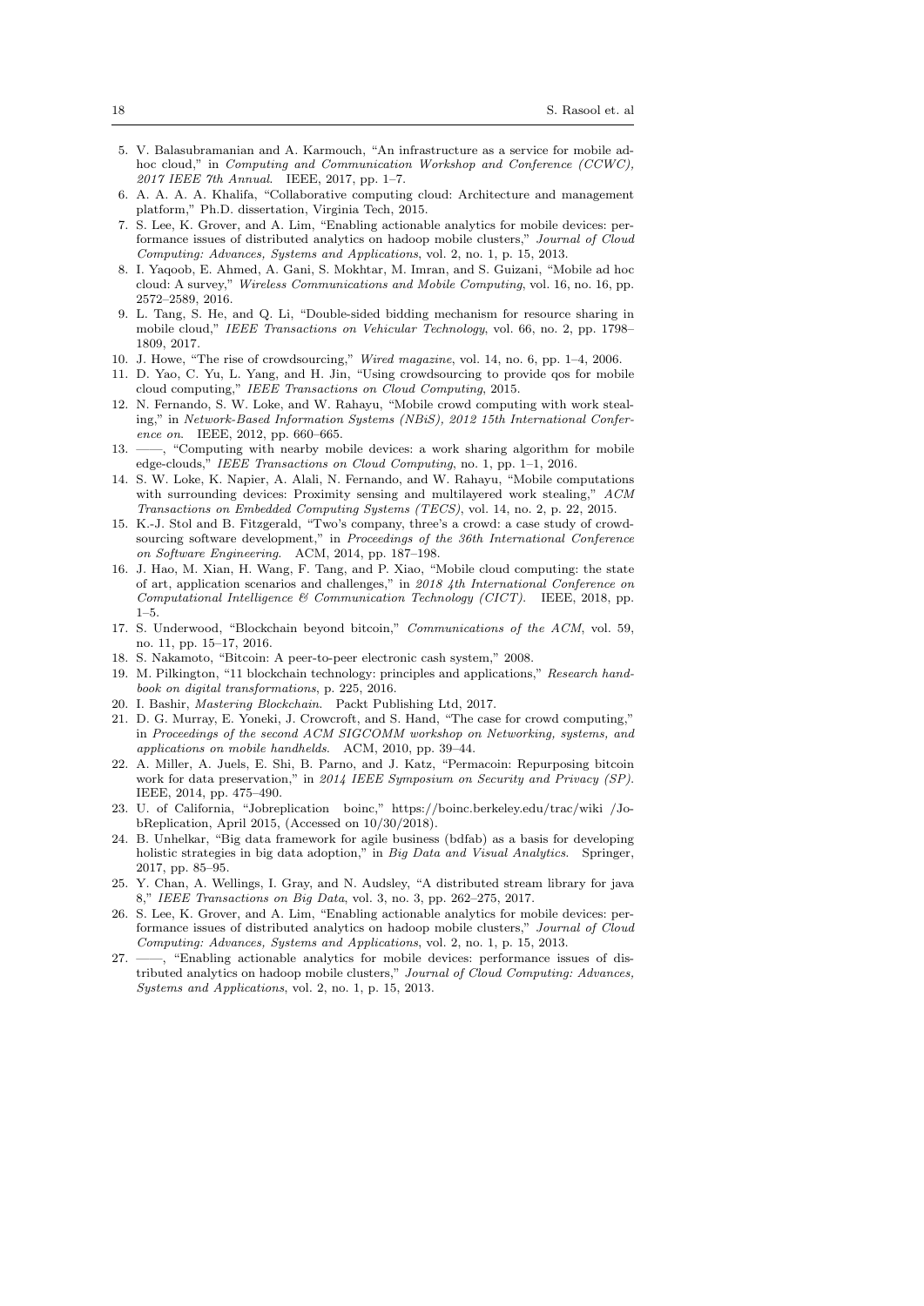5. V. Balasubramanian and A. Karmouch, "An infrastructure as a service for mobile ad-hoc cloud," in *Computing and Communication Workshop and Conference (CCWC), 2017 IEEE 7th Annual*. IEEE, 2017, pp. 1–7.
6. A. A. A. A. Khalifa, "Collaborative computing cloud: Architecture and management platform," Ph.D. dissertation, Virginia Tech, 2015.
7. S. Lee, K. Grover, and A. Lim, "Enabling actionable analytics for mobile devices: performance issues of distributed analytics on hadoop mobile clusters," *Journal of Cloud Computing: Advances, Systems and Applications*, vol. 2, no. 1, p. 15, 2013.
8. I. Yaqoob, E. Ahmed, A. Gani, S. Mokhtar, M. Imran, and S. Guizani, "Mobile ad hoc cloud: A survey," *Wireless Communications and Mobile Computing*, vol. 16, no. 16, pp. 2572–2589, 2016.
9. L. Tang, S. He, and Q. Li, "Double-sided bidding mechanism for resource sharing in mobile cloud," *IEEE Transactions on Vehicular Technology*, vol. 66, no. 2, pp. 1798–1809, 2017.
10. J. Howe, "The rise of crowdsourcing," *Wired magazine*, vol. 14, no. 6, pp. 1–4, 2006.
11. D. Yao, C. Yu, L. Yang, and H. Jin, "Using crowdsourcing to provide qos for mobile cloud computing," *IEEE Transactions on Cloud Computing*, 2015.
12. N. Fernando, S. W. Loke, and W. Rahayu, "Mobile crowd computing with work stealing," in *Network-Based Information Systems (NBiS), 2012 15th International Conference on*. IEEE, 2012, pp. 660–665.
13. ——, "Computing with nearby mobile devices: a work sharing algorithm for mobile edge-clouds," *IEEE Transactions on Cloud Computing*, no. 1, pp. 1–1, 2016.
14. S. W. Loke, K. Napier, A. Alali, N. Fernando, and W. Rahayu, "Mobile computations with surrounding devices: Proximity sensing and multilayered work stealing," *ACM Transactions on Embedded Computing Systems (TECS)*, vol. 14, no. 2, p. 22, 2015.
15. K.-J. Stol and B. Fitzgerald, "Two's company, three's a crowd: a case study of crowdsourcing software development," in *Proceedings of the 36th International Conference on Software Engineering*. ACM, 2014, pp. 187–198.
16. J. Hao, M. Xian, H. Wang, F. Tang, and P. Xiao, "Mobile cloud computing: the state of art, application scenarios and challenges," in *2018 4th International Conference on Computational Intelligence & Communication Technology (CICT)*. IEEE, 2018, pp. 1–5.
17. S. Underwood, "Blockchain beyond bitcoin," *Communications of the ACM*, vol. 59, no. 11, pp. 15–17, 2016.
18. S. Nakamoto, "Bitcoin: A peer-to-peer electronic cash system," 2008.
19. M. Pilkington, "11 blockchain technology: principles and applications," *Research handbook on digital transformations*, p. 225, 2016.
20. I. Bashir, *Mastering Blockchain*. Packt Publishing Ltd, 2017.
21. D. G. Murray, E. Yoneki, J. Crowcroft, and S. Hand, "The case for crowd computing," in *Proceedings of the second ACM SIGCOMM workshop on Networking, systems, and applications on mobile handhelds*. ACM, 2010, pp. 39–44.
22. A. Miller, A. Juels, E. Shi, B. Parno, and J. Katz, "Permacoin: Repurposing bitcoin work for data preservation," in *2014 IEEE Symposium on Security and Privacy (SP)*. IEEE, 2014, pp. 475–490.
23. U. of California, "Jobreplication boinc," https://boinc.berkeley.edu/trac/wiki /JobReplication, April 2015, (Accessed on 10/30/2018).
24. B. Unhelkar, "Big data framework for agile business (bdfab) as a basis for developing holistic strategies in big data adoption," in *Big Data and Visual Analytics*. Springer, 2017, pp. 85–95.
25. Y. Chan, A. Wellings, I. Gray, and N. Audsley, "A distributed stream library for java 8," *IEEE Transactions on Big Data*, vol. 3, no. 3, pp. 262–275, 2017.
26. S. Lee, K. Grover, and A. Lim, "Enabling actionable analytics for mobile devices: performance issues of distributed analytics on hadoop mobile clusters," *Journal of Cloud Computing: Advances, Systems and Applications*, vol. 2, no. 1, p. 15, 2013.
27. ——, "Enabling actionable analytics for mobile devices: performance issues of distributed analytics on hadoop mobile clusters," *Journal of Cloud Computing: Advances, Systems and Applications*, vol. 2, no. 1, p. 15, 2013.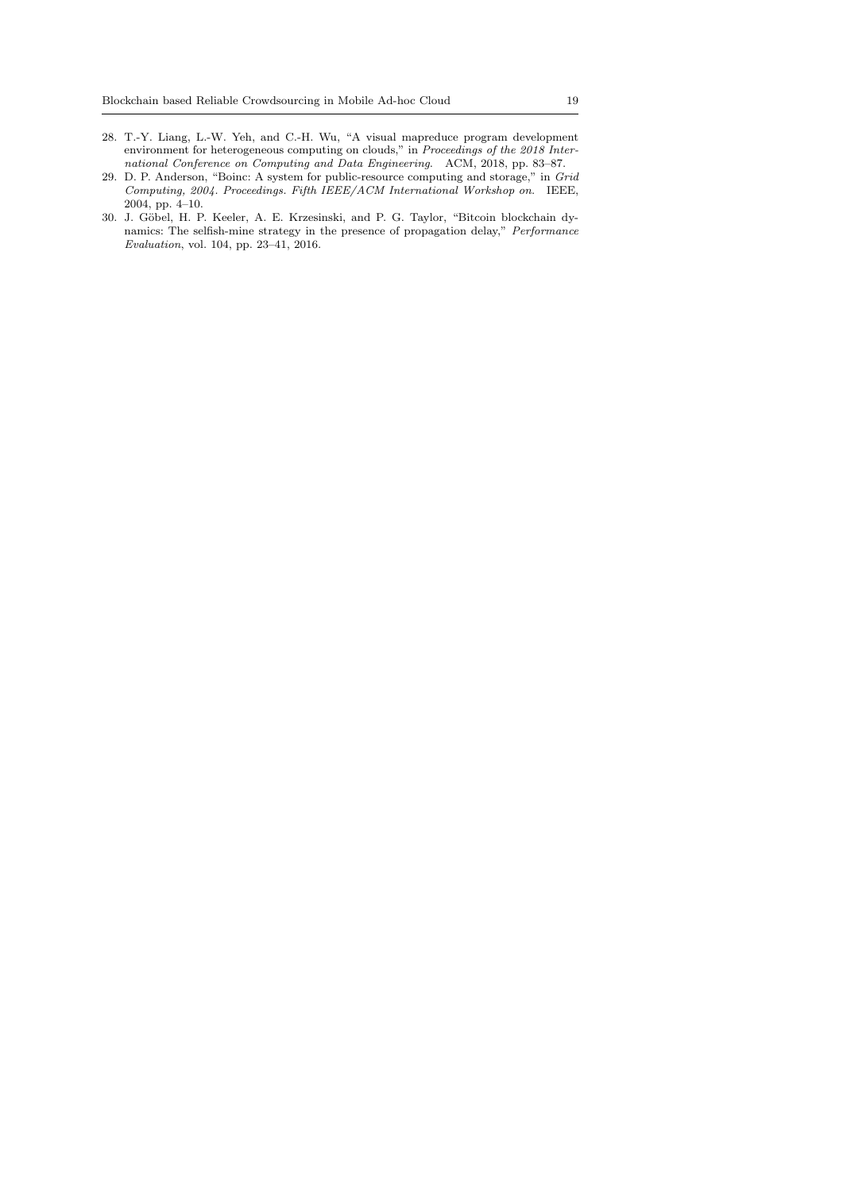28. T.-Y. Liang, L.-W. Yeh, and C.-H. Wu, "A visual mapreduce program development environment for heterogeneous computing on clouds," in *Proceedings of the 2018 International Conference on Computing and Data Engineering*. ACM, 2018, pp. 83–87.
29. D. P. Anderson, "Boinc: A system for public-resource computing and storage," in *Grid Computing, 2004. Proceedings. Fifth IEEE/ACM International Workshop on*. IEEE, 2004, pp. 4–10.
30. J. Göbel, H. P. Keeler, A. E. Krzesinski, and P. G. Taylor, "Bitcoin blockchain dynamics: The selfish-mine strategy in the presence of propagation delay," *Performance Evaluation*, vol. 104, pp. 23–41, 2016.